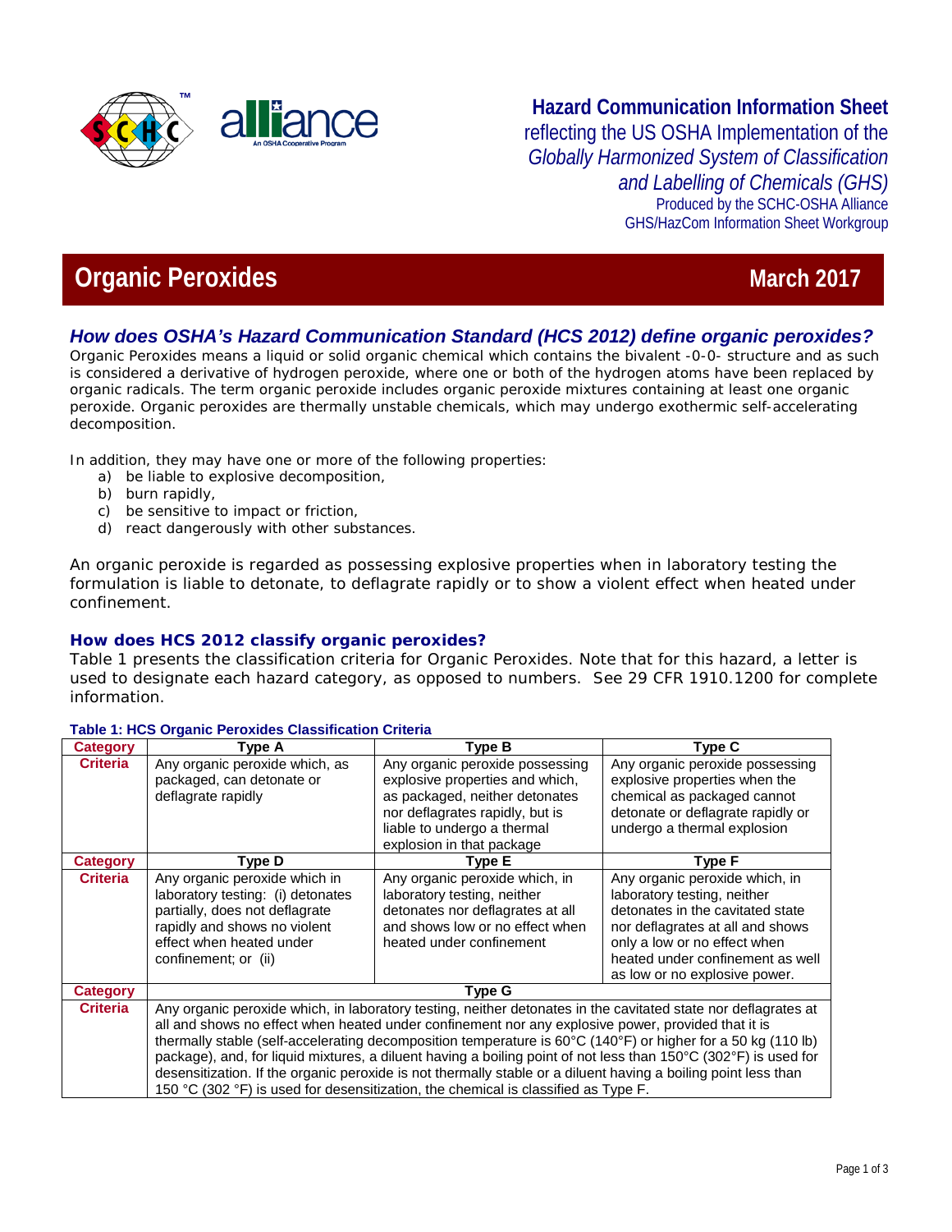**Hazard Communication Information Sheet**
reflecting the US OSHA Implementation of the *Globally Harmonized System of Classification and Labelling of Chemicals (GHS)*
Produced by the SCHC-OSHA Alliance
GHS/HazCom Information Sheet Workgroup

# Organic Peroxides

**March 2017**

## *How does OSHA's Hazard Communication Standard (HCS 2012) define organic peroxides?*

Organic Peroxides means a liquid or solid organic chemical which contains the bivalent -0-0- structure and as such is considered a derivative of hydrogen peroxide, where one or both of the hydrogen atoms have been replaced by organic radicals. The term organic peroxide includes organic peroxide mixtures containing at least one organic peroxide. Organic peroxides are thermally unstable chemicals, which may undergo exothermic self-accelerating decomposition.

In addition, they may have one or more of the following properties:

a) be liable to explosive decomposition,
b) burn rapidly,
c) be sensitive to impact or friction,
d) react dangerously with other substances.

An organic peroxide is regarded as possessing explosive properties when in laboratory testing the formulation is liable to detonate, to deflagrate rapidly or to show a violent effect when heated under confinement.

### How does HCS 2012 classify organic peroxides?

Table 1 presents the classification criteria for Organic Peroxides. Note that for this hazard, a letter is used to designate each hazard category, as opposed to numbers. See 29 CFR 1910.1200 for complete information.

**Table 1: HCS Organic Peroxides Classification Criteria**

| Category | Type A | Type B | Type C |
|---|---|---|---|
| Criteria | Any organic peroxide which, as packaged, can detonate or deflagrate rapidly | Any organic peroxide possessing explosive properties and which, as packaged, neither detonates nor deflagrates rapidly, but is liable to undergo a thermal explosion in that package | Any organic peroxide possessing explosive properties when the chemical as packaged cannot detonate or deflagrate rapidly or undergo a thermal explosion |
| **Category** | **Type D** | **Type E** | **Type F** |
| Criteria | Any organic peroxide which in laboratory testing: (i) detonates partially, does not deflagrate rapidly and shows no violent effect when heated under confinement; or (ii) | Any organic peroxide which, in laboratory testing, neither detonates nor deflagrates at all and shows low or no effect when heated under confinement | Any organic peroxide which, in laboratory testing, neither detonates in the cavitated state nor deflagrates at all and shows only a low or no effect when heated under confinement as well as low or no explosive power. |
| **Category** | **Type G** | | |
| Criteria | Any organic peroxide which, in laboratory testing, neither detonates in the cavitated state nor deflagrates at all and shows no effect when heated under confinement nor any explosive power, provided that it is thermally stable (self-accelerating decomposition temperature is 60°C (140°F) or higher for a 50 kg (110 lb) package), and, for liquid mixtures, a diluent having a boiling point of not less than 150°C (302°F) is used for desensitization. If the organic peroxide is not thermally stable or a diluent having a boiling point less than 150 °C (302 °F) is used for desensitization, the chemical is classified as Type F. | | |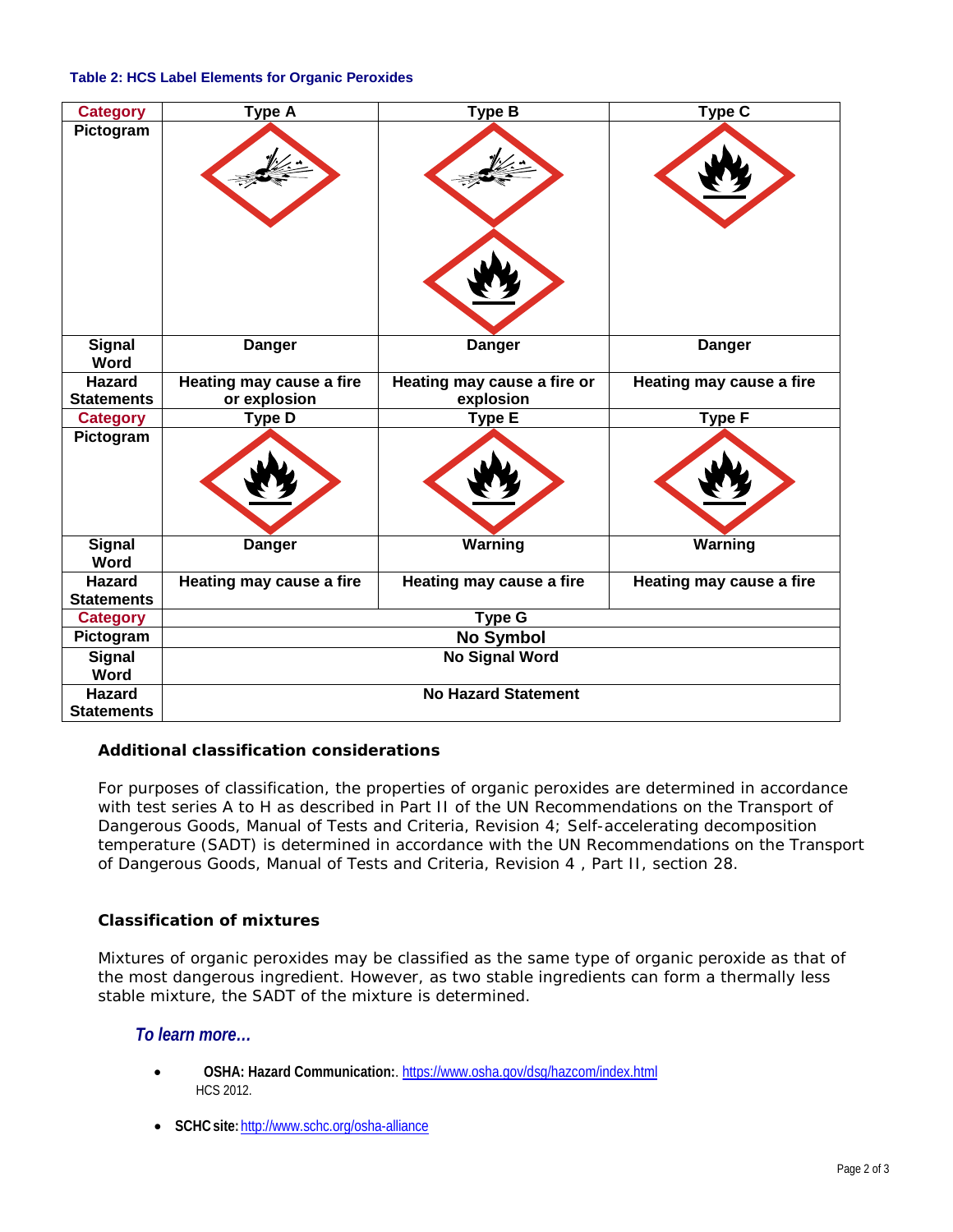**Table 2: HCS Label Elements for Organic Peroxides**

| Category | Type A | Type B | Type C |
|---|---|---|---|
| Pictogram | | | |
| Signal Word | Danger | Danger | Danger |
| Hazard Statements | Heating may cause a fire or explosion | Heating may cause a fire or explosion | Heating may cause a fire |
| **Category** | **Type D** | **Type E** | **Type F** |
| Pictogram | | | |
| Signal Word | Danger | Warning | Warning |
| Hazard Statements | Heating may cause a fire | Heating may cause a fire | Heating may cause a fire |
| **Category** | **Type G** | | |
| Pictogram | No Symbol | | |
| Signal Word | No Signal Word | | |
| Hazard Statements | No Hazard Statement | | |

### Additional classification considerations

For purposes of classification, the properties of organic peroxides are determined in accordance with test series A to H as described in Part II of the UN Recommendations on the Transport of Dangerous Goods, Manual of Tests and Criteria, Revision 4; Self-accelerating decomposition temperature (SADT) is determined in accordance with the UN Recommendations on the Transport of Dangerous Goods, Manual of Tests and Criteria, Revision 4 , Part II, section 28.

### Classification of mixtures

Mixtures of organic peroxides may be classified as the same type of organic peroxide as that of the most dangerous ingredient. However, as two stable ingredients can form a thermally less stable mixture, the SADT of the mixture is determined.

### *To learn more…*

- **OSHA: Hazard Communication:**. https://www.osha.gov/dsg/hazcom/index.html HCS 2012.
- **SCHC site:** http://www.schc.org/osha-alliance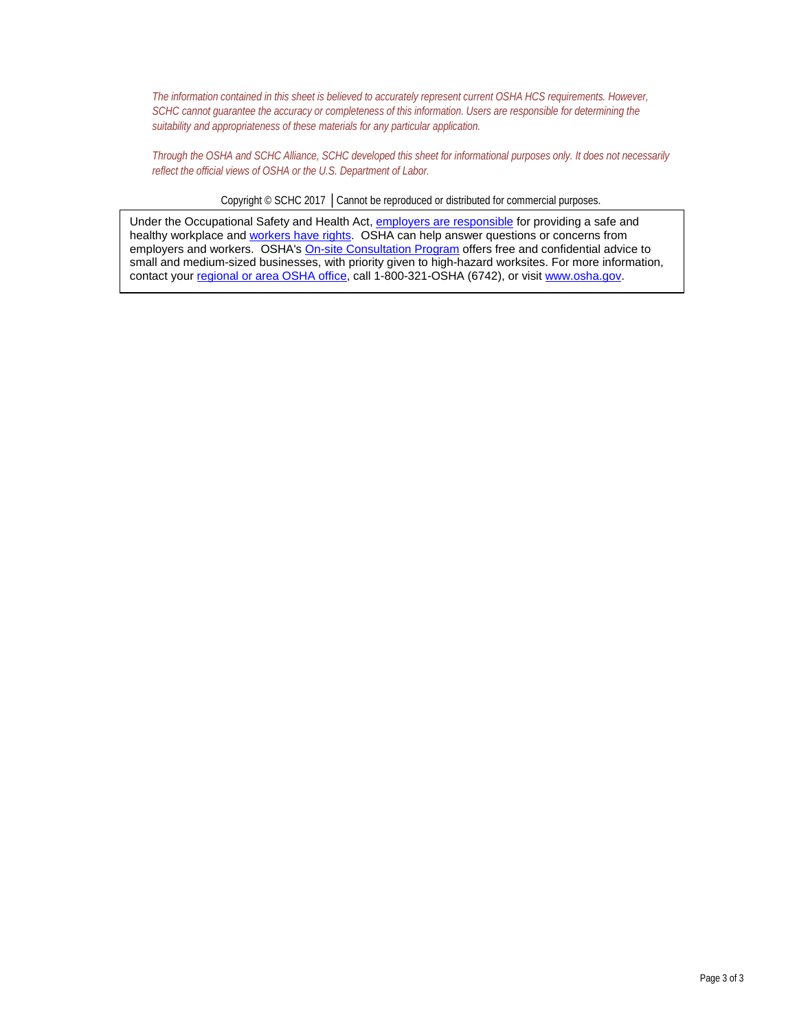*The information contained in this sheet is believed to accurately represent current OSHA HCS requirements. However, SCHC cannot guarantee the accuracy or completeness of this information. Users are responsible for determining the suitability and appropriateness of these materials for any particular application.*

*Through the OSHA and SCHC Alliance, SCHC developed this sheet for informational purposes only. It does not necessarily reflect the official views of OSHA or the U.S. Department of Labor.*

Copyright © SCHC 2017 │Cannot be reproduced or distributed for commercial purposes.

Under the Occupational Safety and Health Act, employers are responsible for providing a safe and healthy workplace and workers have rights. OSHA can help answer questions or concerns from employers and workers. OSHA's On-site Consultation Program offers free and confidential advice to small and medium-sized businesses, with priority given to high-hazard worksites. For more information, contact your regional or area OSHA office, call 1-800-321-OSHA (6742), or visit www.osha.gov.